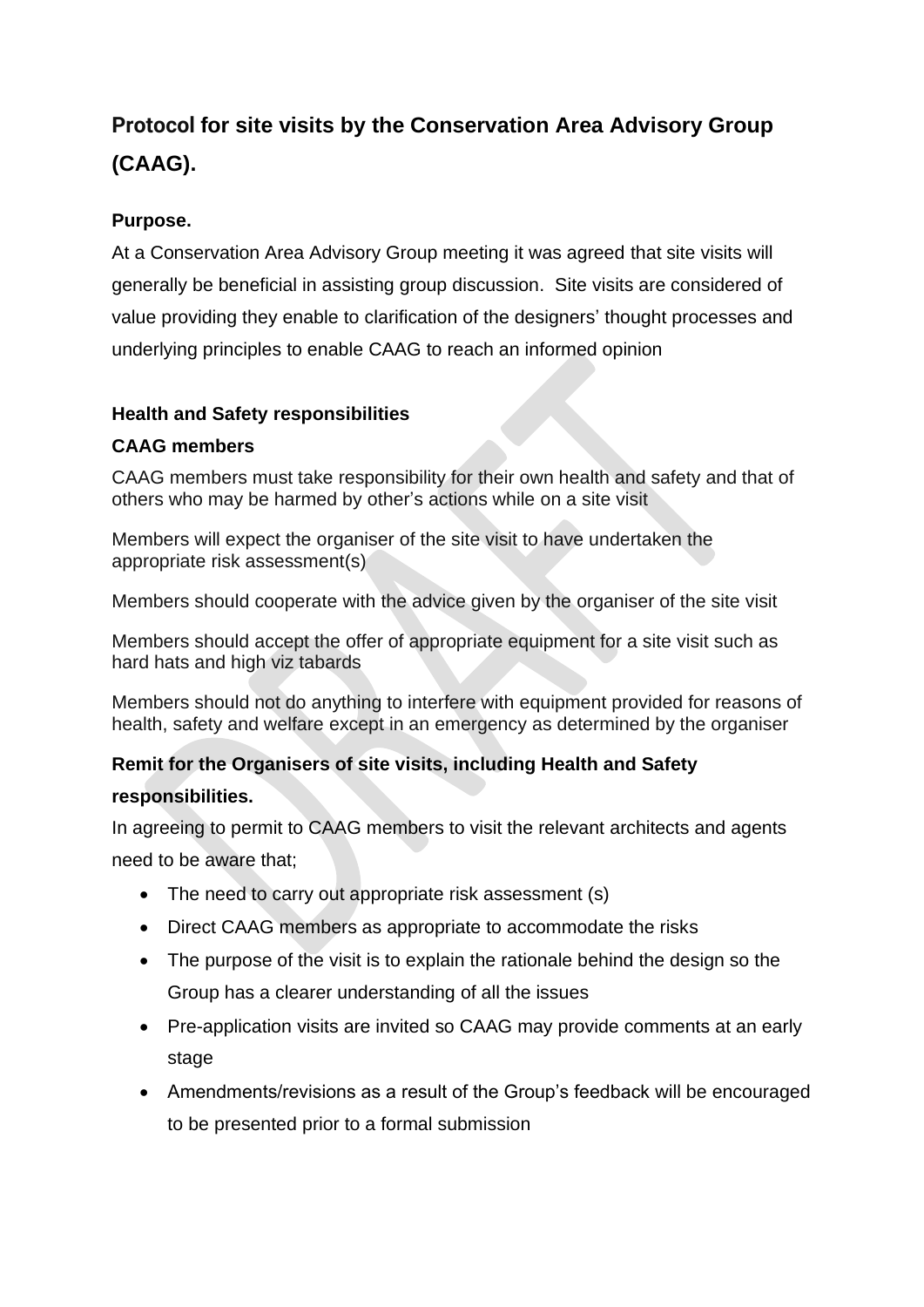# Protocol for site visits by the Conservation Area Advisory Group (CAAG).

### Purpose.

At a Conservation Area Advisory Group meeting it was agreed that site visits will generally be beneficial in assisting group discussion.  Site visits are considered of value providing they enable to clarification of the designers' thought processes and underlying principles to enable CAAG to reach an informed opinion

### Health and Safety responsibilities

### CAAG members

CAAG members must take responsibility for their own health and safety and that of others who may be harmed by other's actions while on a site visit

Members will expect the organiser of the site visit to have undertaken the appropriate risk assessment(s)

Members should cooperate with the advice given by the organiser of the site visit

Members should accept the offer of appropriate equipment for a site visit such as hard hats and high viz tabards

Members should not do anything to interfere with equipment provided for reasons of health, safety and welfare except in an emergency as determined by the organiser

### Remit for the Organisers of site visits, including Health and Safety responsibilities.

In agreeing to permit to CAAG members to visit the relevant architects and agents need to be aware that;

- The need to carry out appropriate risk assessment (s)
- Direct CAAG members as appropriate to accommodate the risks
- The purpose of the visit is to explain the rationale behind the design so the Group has a clearer understanding of all the issues
- Pre-application visits are invited so CAAG may provide comments at an early stage
- Amendments/revisions as a result of the Group's feedback will be encouraged to be presented prior to a formal submission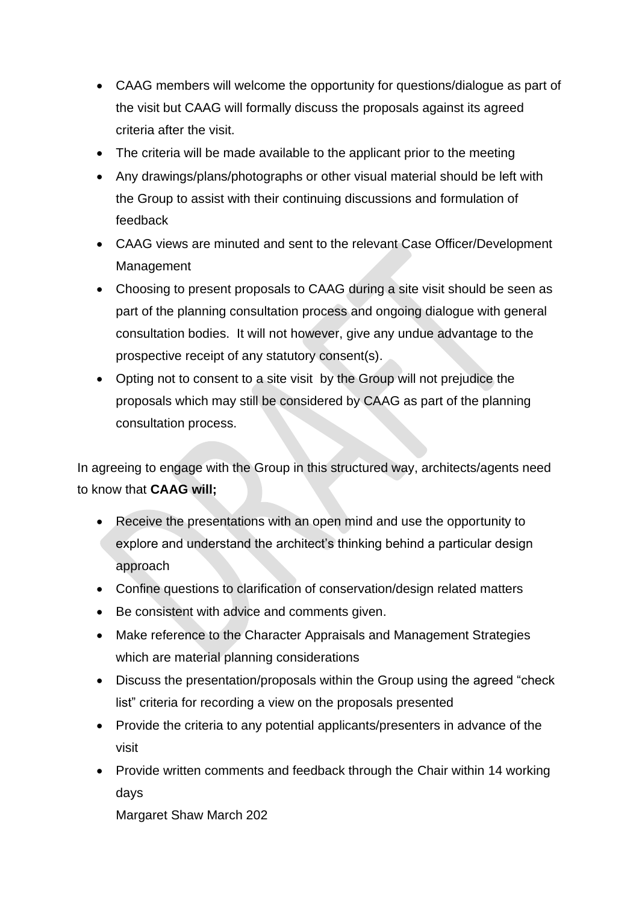- CAAG members will welcome the opportunity for questions/dialogue as part of the visit but CAAG will formally discuss the proposals against its agreed criteria after the visit.
- The criteria will be made available to the applicant prior to the meeting
- Any drawings/plans/photographs or other visual material should be left with the Group to assist with their continuing discussions and formulation of feedback
- CAAG views are minuted and sent to the relevant Case Officer/Development Management
- Choosing to present proposals to CAAG during a site visit should be seen as part of the planning consultation process and ongoing dialogue with general consultation bodies. It will not however, give any undue advantage to the prospective receipt of any statutory consent(s).
- Opting not to consent to a site visit by the Group will not prejudice the proposals which may still be considered by CAAG as part of the planning consultation process.

In agreeing to engage with the Group in this structured way, architects/agents need to know that **CAAG will;**

- Receive the presentations with an open mind and use the opportunity to explore and understand the architect's thinking behind a particular design approach
- Confine questions to clarification of conservation/design related matters
- Be consistent with advice and comments given.
- Make reference to the Character Appraisals and Management Strategies which are material planning considerations
- Discuss the presentation/proposals within the Group using the agreed "check list" criteria for recording a view on the proposals presented
- Provide the criteria to any potential applicants/presenters in advance of the visit
- Provide written comments and feedback through the Chair within 14 working days

Margaret Shaw March 202